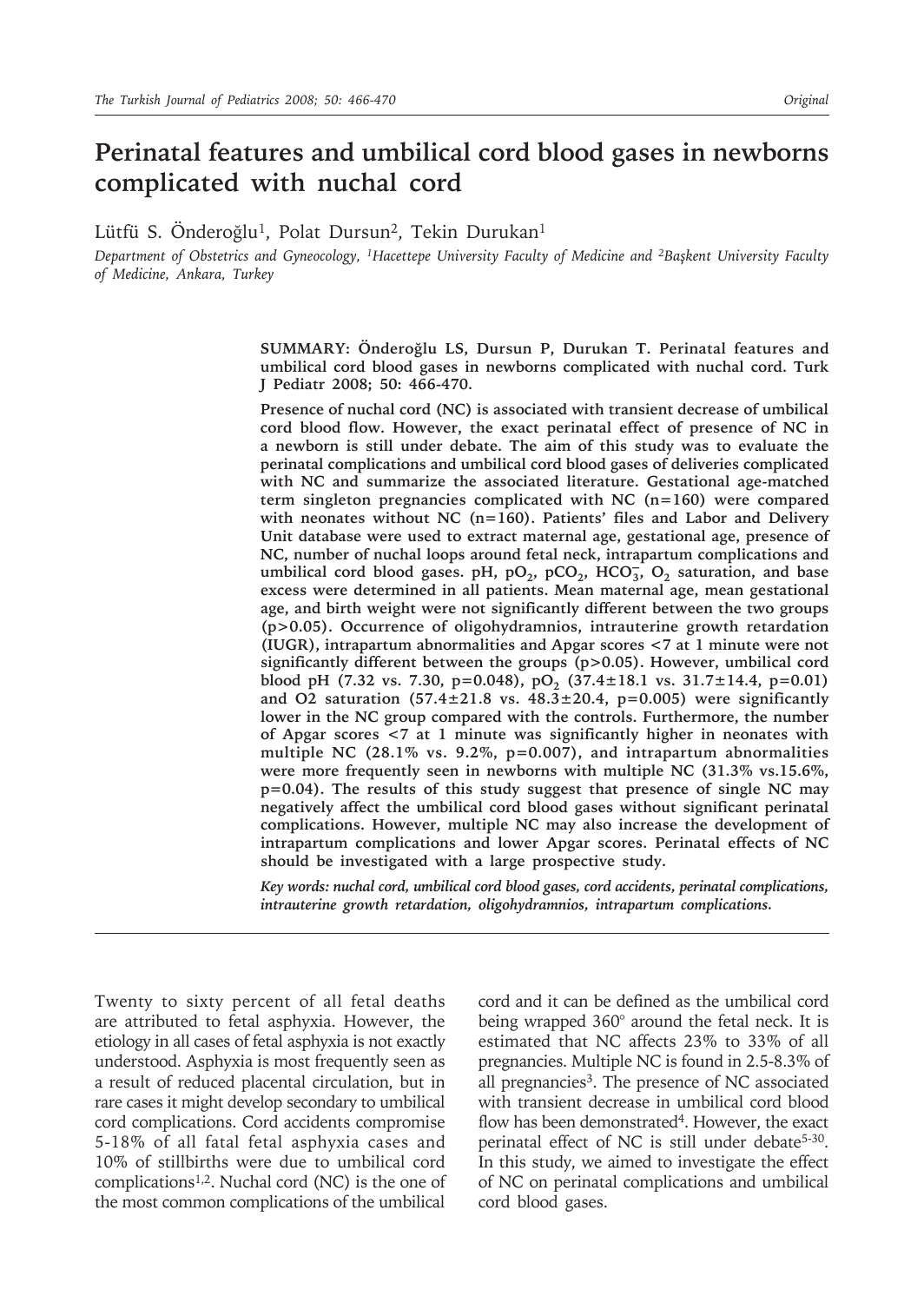# Perinatal features and umbilical cord blood gases in newborns complicated with nuchal cord

Lütfü S. Önderoğlu[1], Polat Dursun[2], Tekin Durukan[1]

*Department of Obstetrics and Gyneocology, [1]Hacettepe University Faculty of Medicine and [2]Başkent University Faculty of Medicine, Ankara, Turkey*

**SUMMARY: Önderoğlu LS, Dursun P, Durukan T. Perinatal features and umbilical cord blood gases in newborns complicated with nuchal cord. Turk J Pediatr 2008; 50: 466-470.**

**Presence of nuchal cord (NC) is associated with transient decrease of umbilical cord blood flow. However, the exact perinatal effect of presence of NC in a newborn is still under debate. The aim of this study was to evaluate the perinatal complications and umbilical cord blood gases of deliveries complicated with NC and summarize the associated literature. Gestational age-matched term singleton pregnancies complicated with NC (n=160) were compared with neonates without NC (n=160). Patients' files and Labor and Delivery Unit database were used to extract maternal age, gestational age, presence of NC, number of nuchal loops around fetal neck, intrapartum complications and umbilical cord blood gases. pH, $pO_2$, $pCO_2$, $HCO_3^-$, $O_2$ saturation, and base excess were determined in all patients. Mean maternal age, mean gestational age, and birth weight were not significantly different between the two groups ($p>0.05$). Occurrence of oligohydramnios, intrauterine growth retardation (IUGR), intrapartum abnormalities and Apgar scores <7 at 1 minute were not significantly different between the groups ($p>0.05$). However, umbilical cord blood pH (7.32 vs. 7.30, $p=0.048$), $pO_2$ ($37.4\pm18.1$ vs. $31.7\pm14.4$, $p=0.01$) and O2 saturation ($57.4\pm21.8$ vs. $48.3\pm20.4$, $p=0.005$) were significantly lower in the NC group compared with the controls. Furthermore, the number of Apgar scores <7 at 1 minute was significantly higher in neonates with multiple NC (28.1% vs. 9.2%, $p=0.007$), and intrapartum abnormalities were more frequently seen in newborns with multiple NC (31.3% vs.15.6%, $p=0.04$). The results of this study suggest that presence of single NC may negatively affect the umbilical cord blood gases without significant perinatal complications. However, multiple NC may also increase the development of intrapartum complications and lower Apgar scores. Perinatal effects of NC should be investigated with a large prospective study.**

***Key words:** nuchal cord, umbilical cord blood gases, cord accidents, perinatal complications, intrauterine growth retardation, oligohydramnios, intrapartum complications.*

---

Twenty to sixty percent of all fetal deaths are attributed to fetal asphyxia. However, the etiology in all cases of fetal asphyxia is not exactly understood. Asphyxia is most frequently seen as a result of reduced placental circulation, but in rare cases it might develop secondary to umbilical cord complications. Cord accidents compromise 5-18% of all fatal fetal asphyxia cases and 10% of stillbirths were due to umbilical cord complications[1,2]. Nuchal cord (NC) is the one of the most common complications of the umbilical cord and it can be defined as the umbilical cord being wrapped 360° around the fetal neck. It is estimated that NC affects 23% to 33% of all pregnancies. Multiple NC is found in 2.5-8.3% of all pregnancies[3]. The presence of NC associated with transient decrease in umbilical cord blood flow has been demonstrated[4]. However, the exact perinatal effect of NC is still under debate[5-30]. In this study, we aimed to investigate the effect of NC on perinatal complications and umbilical cord blood gases.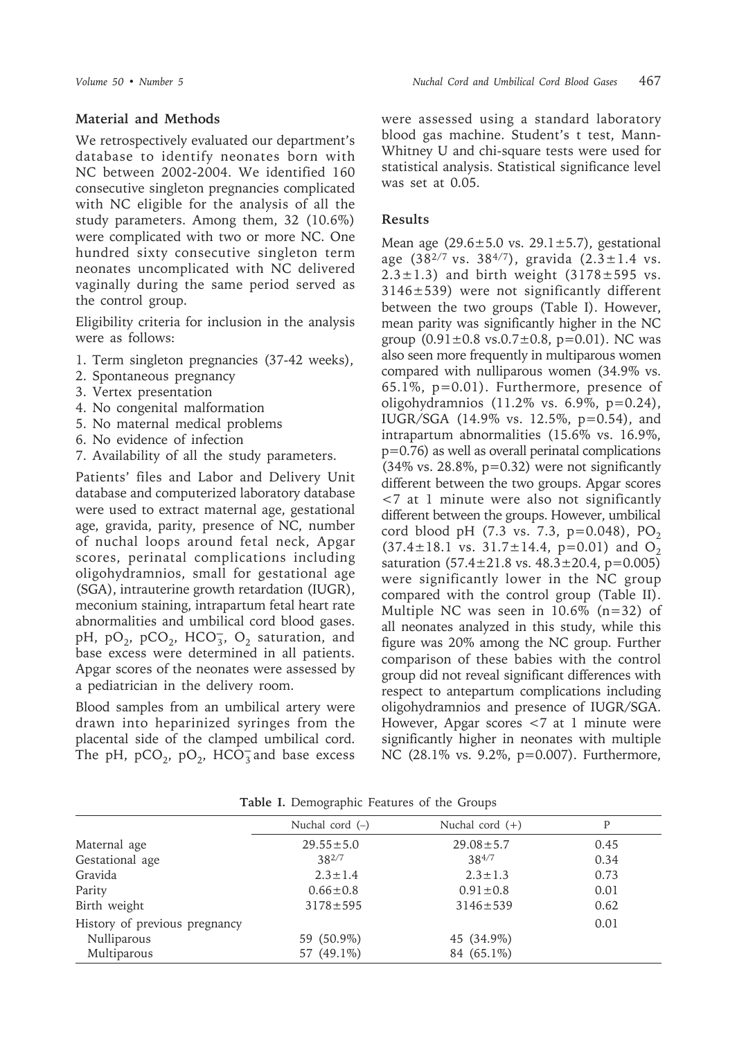## Material and Methods

We retrospectively evaluated our department's database to identify neonates born with NC between 2002-2004. We identified 160 consecutive singleton pregnancies complicated with NC eligible for the analysis of all the study parameters. Among them, 32 (10.6%) were complicated with two or more NC. One hundred sixty consecutive singleton term neonates uncomplicated with NC delivered vaginally during the same period served as the control group.

Eligibility criteria for inclusion in the analysis were as follows:

1. Term singleton pregnancies (37-42 weeks),
2. Spontaneous pregnancy
3. Vertex presentation
4. No congenital malformation
5. No maternal medical problems
6. No evidence of infection
7. Availability of all the study parameters.

Patients' files and Labor and Delivery Unit database and computerized laboratory database were used to extract maternal age, gestational age, gravida, parity, presence of NC, number of nuchal loops around fetal neck, Apgar scores, perinatal complications including oligohydramnios, small for gestational age (SGA), intrauterine growth retardation (IUGR), meconium staining, intrapartum fetal heart rate abnormalities and umbilical cord blood gases. pH, $pO_2$, $pCO_2$, $HCO_3^-$, $O_2$ saturation, and base excess were determined in all patients. Apgar scores of the neonates were assessed by a pediatrician in the delivery room.

Blood samples from an umbilical artery were drawn into heparinized syringes from the placental side of the clamped umbilical cord. The pH, $pCO_2$, $pO_2$, $HCO_3^-$ and base excess were assessed using a standard laboratory blood gas machine. Student's t test, Mann-Whitney U and chi-square tests were used for statistical analysis. Statistical significance level was set at 0.05.

## Results

Mean age (29.6±5.0 vs. 29.1±5.7), gestational age ($38^{2/7}$ vs. $38^{4/7}$), gravida (2.3±1.4 vs. 2.3±1.3) and birth weight (3178±595 vs. 3146±539) were not significantly different between the two groups (Table I). However, mean parity was significantly higher in the NC group (0.91±0.8 vs.0.7±0.8, p=0.01). NC was also seen more frequently in multiparous women compared with nulliparous women (34.9% vs. 65.1%, p=0.01). Furthermore, presence of oligohydramnios (11.2% vs. 6.9%, p=0.24), IUGR/SGA (14.9% vs. 12.5%, p=0.54), and intrapartum abnormalities (15.6% vs. 16.9%, p=0.76) as well as overall perinatal complications (34% vs. 28.8%, p=0.32) were not significantly different between the two groups. Apgar scores <7 at 1 minute were also not significantly different between the groups. However, umbilical cord blood pH (7.3 vs. 7.3, p=0.048), $PO_2$ (37.4±18.1 vs. 31.7±14.4, p=0.01) and $O_2$ saturation (57.4±21.8 vs. 48.3±20.4, p=0.005) were significantly lower in the NC group compared with the control group (Table II). Multiple NC was seen in 10.6% (n=32) of all neonates analyzed in this study, while this figure was 20% among the NC group. Further comparison of these babies with the control group did not reveal significant differences with respect to antepartum complications including oligohydramnios and presence of IUGR/SGA. However, Apgar scores <7 at 1 minute were significantly higher in neonates with multiple NC (28.1% vs. 9.2%, p=0.007). Furthermore,

**Table I.** Demographic Features of the Groups

| | Nuchal cord (–) | Nuchal cord (+) | P |
|---|---|---|---|
| Maternal age | 29.55±5.0 | 29.08±5.7 | 0.45 |
| Gestational age | $38^{2/7}$ | $38^{4/7}$ | 0.34 |
| Gravida | 2.3±1.4 | 2.3±1.3 | 0.73 |
| Parity | 0.66±0.8 | 0.91±0.8 | 0.01 |
| Birth weight | 3178±595 | 3146±539 | 0.62 |
| History of previous pregnancy | | | 0.01 |
| Nulliparous | 59 (50.9%) | 45 (34.9%) | |
| Multiparous | 57 (49.1%) | 84 (65.1%) | |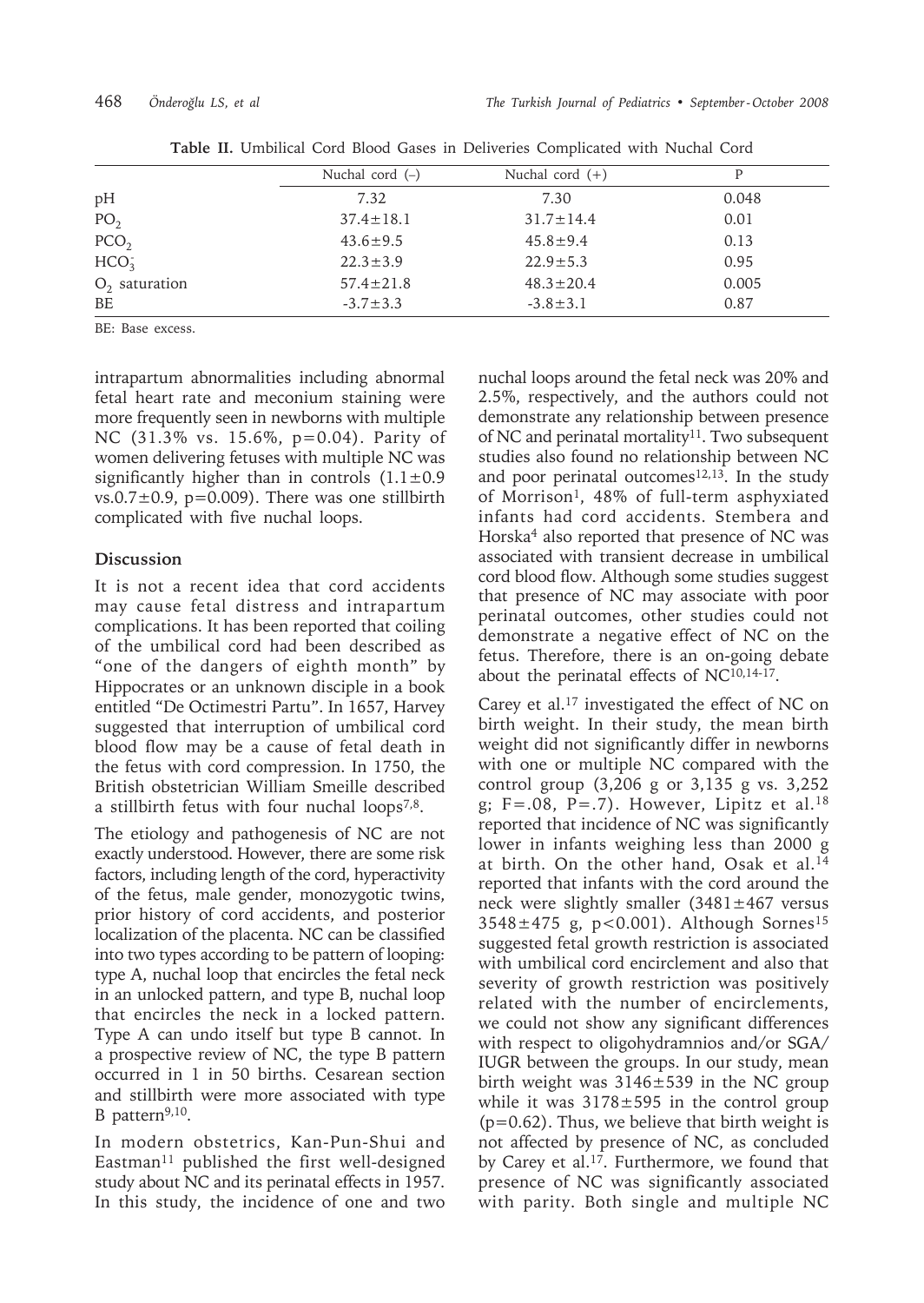**Table II.** Umbilical Cord Blood Gases in Deliveries Complicated with Nuchal Cord

| | Nuchal cord (–) | Nuchal cord (+) | P |
|---|---|---|---|
| pH | 7.32 | 7.30 | 0.048 |
| $PO_2$ | 37.4±18.1 | 31.7±14.4 | 0.01 |
| $PCO_2$ | 43.6±9.5 | 45.8±9.4 | 0.13 |
| $HCO_3^-$ | 22.3±3.9 | 22.9±5.3 | 0.95 |
| $O_2$ saturation | 57.4±21.8 | 48.3±20.4 | 0.005 |
| BE | -3.7±3.3 | -3.8±3.1 | 0.87 |

BE: Base excess.

intrapartum abnormalities including abnormal fetal heart rate and meconium staining were more frequently seen in newborns with multiple NC (31.3% vs. 15.6%, p=0.04). Parity of women delivering fetuses with multiple NC was significantly higher than in controls (1.1±0.9 vs.0.7±0.9, p=0.009). There was one stillbirth complicated with five nuchal loops.

## Discussion

It is not a recent idea that cord accidents may cause fetal distress and intrapartum complications. It has been reported that coiling of the umbilical cord had been described as "one of the dangers of eighth month" by Hippocrates or an unknown disciple in a book entitled "De Octimestri Partu". In 1657, Harvey suggested that interruption of umbilical cord blood flow may be a cause of fetal death in the fetus with cord compression. In 1750, the British obstetrician William Smeille described a stillbirth fetus with four nuchal loops[7,8].

The etiology and pathogenesis of NC are not exactly understood. However, there are some risk factors, including length of the cord, hyperactivity of the fetus, male gender, monozygotic twins, prior history of cord accidents, and posterior localization of the placenta. NC can be classified into two types according to be pattern of looping: type A, nuchal loop that encircles the fetal neck in an unlocked pattern, and type B, nuchal loop that encircles the neck in a locked pattern. Type A can undo itself but type B cannot. In a prospective review of NC, the type B pattern occurred in 1 in 50 births. Cesarean section and stillbirth were more associated with type B pattern[9,10].

In modern obstetrics, Kan-Pun-Shui and Eastman[11] published the first well-designed study about NC and its perinatal effects in 1957. In this study, the incidence of one and two nuchal loops around the fetal neck was 20% and 2.5%, respectively, and the authors could not demonstrate any relationship between presence of NC and perinatal mortality[11]. Two subsequent studies also found no relationship between NC and poor perinatal outcomes[12,13]. In the study of Morrison[1], 48% of full-term asphyxiated infants had cord accidents. Stembera and Horska[4] also reported that presence of NC was associated with transient decrease in umbilical cord blood flow. Although some studies suggest that presence of NC may associate with poor perinatal outcomes, other studies could not demonstrate a negative effect of NC on the fetus. Therefore, there is an on-going debate about the perinatal effects of NC[10,14-17].

Carey et al.[17] investigated the effect of NC on birth weight. In their study, the mean birth weight did not significantly differ in newborns with one or multiple NC compared with the control group (3,206 g or 3,135 g vs. 3,252 g; F=.08, P=.7). However, Lipitz et al.[18] reported that incidence of NC was significantly lower in infants weighing less than 2000 g at birth. On the other hand, Osak et al.[14] reported that infants with the cord around the neck were slightly smaller (3481±467 versus 3548±475 g, p<0.001). Although Sornes[15] suggested fetal growth restriction is associated with umbilical cord encirclement and also that severity of growth restriction was positively related with the number of encirclements, we could not show any significant differences with respect to oligohydramnios and/or SGA/IUGR between the groups. In our study, mean birth weight was 3146±539 in the NC group while it was 3178±595 in the control group (p=0.62). Thus, we believe that birth weight is not affected by presence of NC, as concluded by Carey et al.[17]. Furthermore, we found that presence of NC was significantly associated with parity. Both single and multiple NC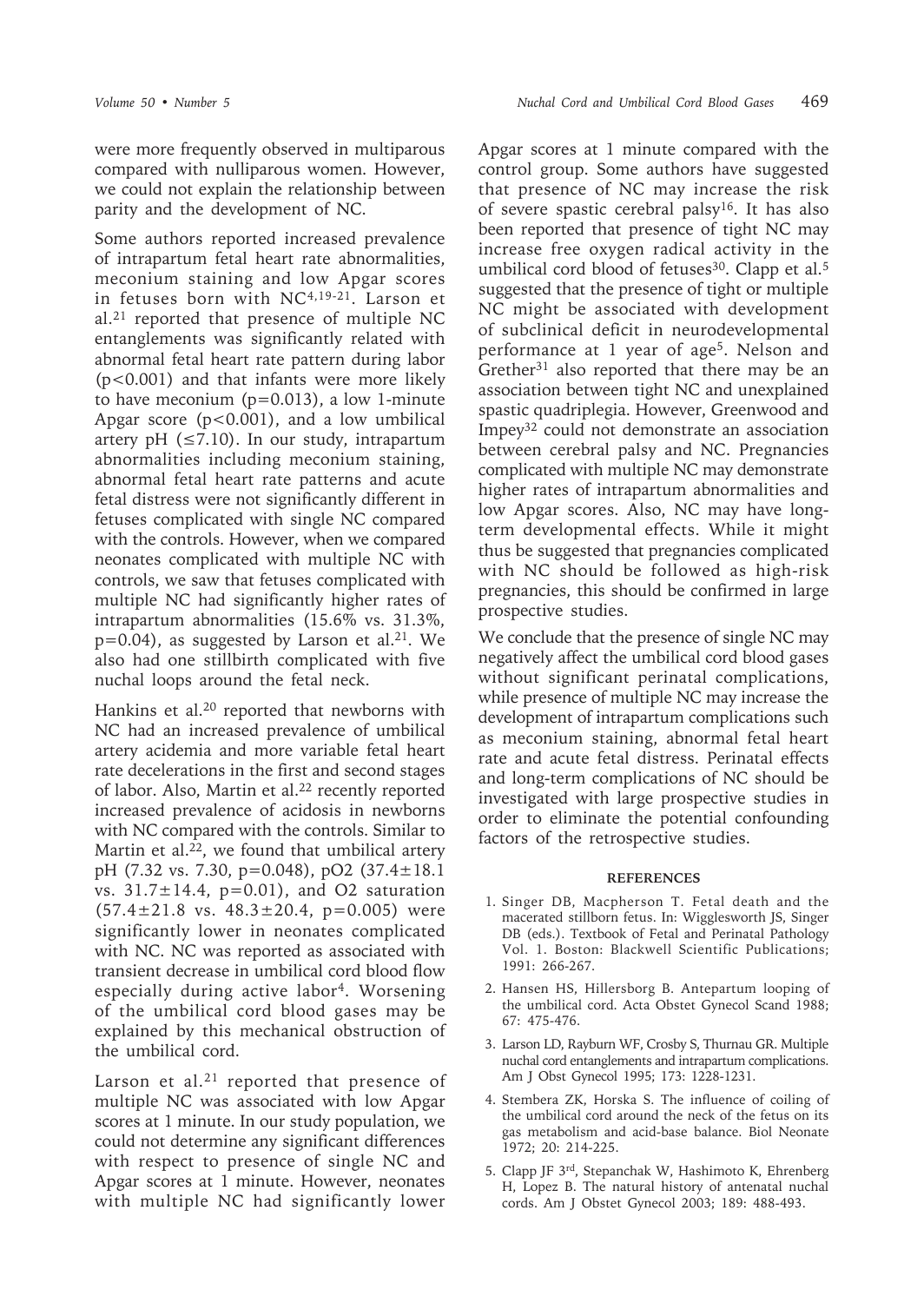were more frequently observed in multiparous compared with nulliparous women. However, we could not explain the relationship between parity and the development of NC.

Some authors reported increased prevalence of intrapartum fetal heart rate abnormalities, meconium staining and low Apgar scores in fetuses born with NC[4,19-21]. Larson et al.[21] reported that presence of multiple NC entanglements was significantly related with abnormal fetal heart rate pattern during labor ($p<0.001$) and that infants were more likely to have meconium ($p=0.013$), a low 1-minute Apgar score ($p<0.001$), and a low umbilical artery pH ($\leq 7.10$). In our study, intrapartum abnormalities including meconium staining, abnormal fetal heart rate patterns and acute fetal distress were not significantly different in fetuses complicated with single NC compared with the controls. However, when we compared neonates complicated with multiple NC with controls, we saw that fetuses complicated with multiple NC had significantly higher rates of intrapartum abnormalities (15.6% vs. 31.3%, $p=0.04$), as suggested by Larson et al.[21]. We also had one stillbirth complicated with five nuchal loops around the fetal neck.

Hankins et al.[20] reported that newborns with NC had an increased prevalence of umbilical artery acidemia and more variable fetal heart rate decelerations in the first and second stages of labor. Also, Martin et al.[22] recently reported increased prevalence of acidosis in newborns with NC compared with the controls. Similar to Martin et al.[22], we found that umbilical artery pH (7.32 vs. 7.30, $p=0.048$), $pO_2$ ($37.4\pm18.1$ vs. $31.7\pm14.4$, $p=0.01$), and $O_2$ saturation ($57.4\pm21.8$ vs. $48.3\pm20.4$, $p=0.005$) were significantly lower in neonates complicated with NC. NC was reported as associated with transient decrease in umbilical cord blood flow especially during active labor[4]. Worsening of the umbilical cord blood gases may be explained by this mechanical obstruction of the umbilical cord.

Larson et al.[21] reported that presence of multiple NC was associated with low Apgar scores at 1 minute. In our study population, we could not determine any significant differences with respect to presence of single NC and Apgar scores at 1 minute. However, neonates with multiple NC had significantly lower Apgar scores at 1 minute compared with the control group. Some authors have suggested that presence of NC may increase the risk of severe spastic cerebral palsy[16]. It has also been reported that presence of tight NC may increase free oxygen radical activity in the umbilical cord blood of fetuses[30]. Clapp et al.[5] suggested that the presence of tight or multiple NC might be associated with development of subclinical deficit in neurodevelopmental performance at 1 year of age[5]. Nelson and Grether[31] also reported that there may be an association between tight NC and unexplained spastic quadriplegia. However, Greenwood and Impey[32] could not demonstrate an association between cerebral palsy and NC. Pregnancies complicated with multiple NC may demonstrate higher rates of intrapartum abnormalities and low Apgar scores. Also, NC may have long-term developmental effects. While it might thus be suggested that pregnancies complicated with NC should be followed as high-risk pregnancies, this should be confirmed in large prospective studies.

We conclude that the presence of single NC may negatively affect the umbilical cord blood gases without significant perinatal complications, while presence of multiple NC may increase the development of intrapartum complications such as meconium staining, abnormal fetal heart rate and acute fetal distress. Perinatal effects and long-term complications of NC should be investigated with large prospective studies in order to eliminate the potential confounding factors of the retrospective studies.

## REFERENCES

1. Singer DB, Macpherson T. Fetal death and the macerated stillborn fetus. In: Wigglesworth JS, Singer DB (eds.). Textbook of Fetal and Perinatal Pathology Vol. 1. Boston: Blackwell Scientific Publications; 1991: 266-267.
2. Hansen HS, Hillersborg B. Antepartum looping of the umbilical cord. Acta Obstet Gynecol Scand 1988; 67: 475-476.
3. Larson LD, Rayburn WF, Crosby S, Thurnau GR. Multiple nuchal cord entanglements and intrapartum complications. Am J Obst Gynecol 1995; 173: 1228-1231.
4. Stembera ZK, Horska S. The influence of coiling of the umbilical cord around the neck of the fetus on its gas metabolism and acid-base balance. Biol Neonate 1972; 20: 214-225.
5. Clapp JF 3rd, Stepanchak W, Hashimoto K, Ehrenberg H, Lopez B. The natural history of antenatal nuchal cords. Am J Obstet Gynecol 2003; 189: 488-493.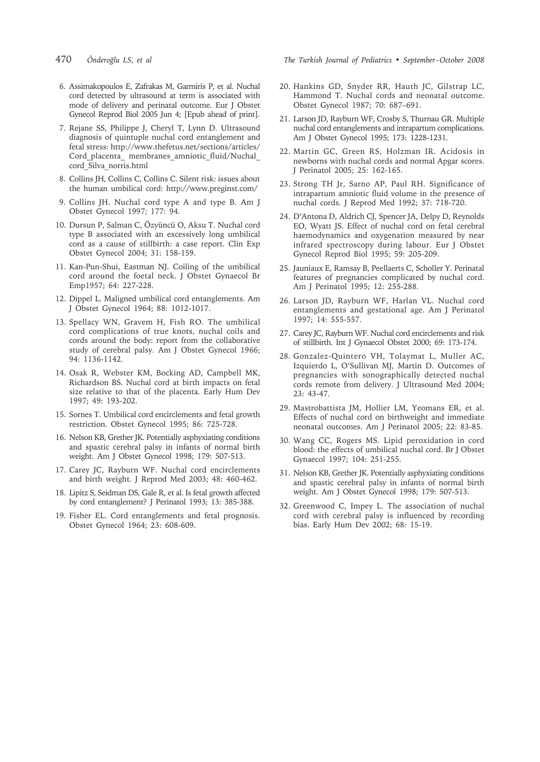6. Assimakopoulos E, Zafrakas M, Garmiris P, et al. Nuchal cord detected by ultrasound at term is associated with mode of delivery and perinatal outcome. Eur J Obstet Gynecol Reprod Biol 2005 Jun 4; [Epub ahead of print].
7. Rejane SS, Philippe J, Cheryl T, Lynn D. Ultrasound diagnosis of quintuple nuchal cord entanglement and fetal stress: http://www.thefetus.net/sections/articles/Cord_placenta_ membranes_amniotic_fluid/Nuchal_cord_Silva_norris.html
8. Collins JH, Collins C, Collins C. Silent risk: issues about the human umbilical cord: http://www.preginst.com/
9. Collins JH. Nuchal cord type A and type B. Am J Obstet Gynecol 1997; 177: 94.
10. Dursun P, Salman C, Özyüncü O, Aksu T. Nuchal cord type B associated with an excessively long umbilical cord as a cause of stillbirth: a case report. Clin Exp Obstet Gynecol 2004; 31: 158-159.
11. Kan-Pun-Shui, Eastman NJ. Coiling of the umbilical cord around the foetal neck. J Obstet Gynaecol Br Emp1957; 64: 227-228.
12. Dippel L. Maligned umbilical cord entanglements. Am J Obstet Gynecol 1964; 88: 1012-1017.
13. Spellacy WN, Gravem H, Fish RO. The umbilical cord complications of true knots, nuchal coils and cords around the body: report from the collaborative study of cerebral palsy. Am J Obstet Gynecol 1966; 94: 1136-1142.
14. Osak R, Webster KM, Bocking AD, Campbell MK, Richardson BS. Nuchal cord at birth impacts on fetal size relative to that of the placenta. Early Hum Dev 1997; 49: 193-202.
15. Sornes T. Umbilical cord encirclements and fetal growth restriction. Obstet Gynecol 1995; 86: 725-728.
16. Nelson KB, Grether JK. Potentially asphyxiating conditions and spastic cerebral palsy in infants of normal birth weight. Am J Obstet Gynecol 1998; 179: 507-513.
17. Carey JC, Rayburn WF. Nuchal cord encirclements and birth weight. J Reprod Med 2003; 48: 460-462.
18. Lipitz S, Seidman DS, Gale R, et al. Is fetal growth affected by cord entanglement? J Perinatol 1993; 13: 385-388.
19. Fisher EL. Cord entanglements and fetal prognosis. Obstet Gynecol 1964; 23: 608-609.
20. Hankins GD, Snyder RR, Hauth JC, Gilstrap LC, Hammond T. Nuchal cords and neonatal outcome. Obstet Gynecol 1987; 70: 687–691.
21. Larson JD, Rayburn WF, Crosby S, Thurnau GR. Multiple nuchal cord entanglements and intrapartum complications. Am J Obstet Gynecol 1995; 173: 1228-1231.
22. Martin GC, Green RS, Holzman IR. Acidosis in newborns with nuchal cords and normal Apgar scores. J Perinatol 2005; 25: 162-165.
23. Strong TH Jr, Sarno AP, Paul RH. Significance of intrapartum amniotic fluid volume in the presence of nuchal cords. J Reprod Med 1992; 37: 718-720.
24. D'Antona D, Aldrich CJ, Spencer JA, Delpy D, Reynolds EO, Wyatt JS. Effect of nuchal cord on fetal cerebral haemodynamics and oxygenation measured by near infrared spectroscopy during labour. Eur J Obstet Gynecol Reprod Biol 1995; 59: 205-209.
25. Jauniaux E, Ramsay B, Peellaerts C, Scholler Y. Perinatal features of pregnancies complicated by nuchal cord. Am J Perinatol 1995; 12: 255-288.
26. Larson JD, Rayburn WF, Harlan VL. Nuchal cord entanglements and gestational age. Am J Perinatol 1997; 14: 555-557.
27. Carey JC, Rayburn WF. Nuchal cord encirclements and risk of stillbirth. Int J Gynaecol Obstet 2000; 69: 173-174.
28. Gonzalez-Quintero VH, Tolaymat L, Muller AC, Izquierdo L, O'Sullivan MJ, Martin D. Outcomes of pregnancies with sonographically detected nuchal cords remote from delivery. J Ultrasound Med 2004; 23: 43-47.
29. Mastrobattista JM, Hollier LM, Yeomans ER, et al. Effects of nuchal cord on birthweight and immediate neonatal outcomes. Am J Perinatol 2005; 22: 83-85.
30. Wang CC, Rogers MS. Lipid peroxidation in cord blood: the effects of umbilical nuchal cord. Br J Obstet Gynaecol 1997; 104: 251-255.
31. Nelson KB, Grether JK. Potentially asphyxiating conditions and spastic cerebral palsy in infants of normal birth weight. Am J Obstet Gynecol 1998; 179: 507-513.
32. Greenwood C, Impey L. The association of nuchal cord with cerebral palsy is influenced by recording bias. Early Hum Dev 2002; 68: 15-19.